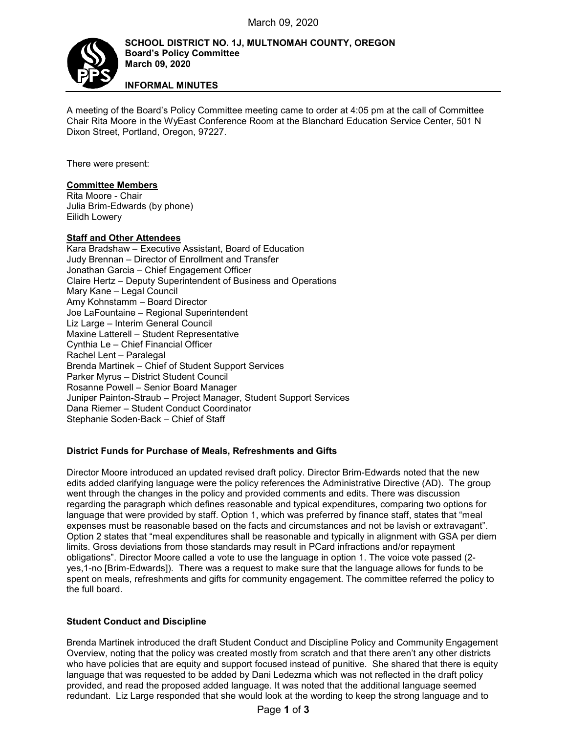**SCHOOL DISTRICT NO. 1J, MULTNOMAH COUNTY, OREGON**
**Board's Policy Committee**
**March 09, 2020**

**INFORMAL MINUTES**

A meeting of the Board's Policy Committee meeting came to order at 4:05 pm at the call of Committee Chair Rita Moore in the WyEast Conference Room at the Blanchard Education Service Center, 501 N Dixon Street, Portland, Oregon, 97227.

There were present:

**Committee Members**
Rita Moore - Chair
Julia Brim-Edwards (by phone)
Eilidh Lowery

**Staff and Other Attendees**
Kara Bradshaw – Executive Assistant, Board of Education
Judy Brennan – Director of Enrollment and Transfer
Jonathan Garcia – Chief Engagement Officer
Claire Hertz – Deputy Superintendent of Business and Operations
Mary Kane – Legal Council
Amy Kohnstamm – Board Director
Joe LaFountaine – Regional Superintendent
Liz Large – Interim General Council
Maxine Latterell – Student Representative
Cynthia Le – Chief Financial Officer
Rachel Lent – Paralegal
Brenda Martinek – Chief of Student Support Services
Parker Myrus – District Student Council
Rosanne Powell – Senior Board Manager
Juniper Painton-Straub – Project Manager, Student Support Services
Dana Riemer – Student Conduct Coordinator
Stephanie Soden-Back – Chief of Staff

**District Funds for Purchase of Meals, Refreshments and Gifts**

Director Moore introduced an updated revised draft policy. Director Brim-Edwards noted that the new edits added clarifying language were the policy references the Administrative Directive (AD). The group went through the changes in the policy and provided comments and edits. There was discussion regarding the paragraph which defines reasonable and typical expenditures, comparing two options for language that were provided by staff. Option 1, which was preferred by finance staff, states that "meal expenses must be reasonable based on the facts and circumstances and not be lavish or extravagant". Option 2 states that "meal expenditures shall be reasonable and typically in alignment with GSA per diem limits. Gross deviations from those standards may result in PCard infractions and/or repayment obligations". Director Moore called a vote to use the language in option 1. The voice vote passed (2-yes,1-no [Brim-Edwards]). There was a request to make sure that the language allows for funds to be spent on meals, refreshments and gifts for community engagement. The committee referred the policy to the full board.

**Student Conduct and Discipline**

Brenda Martinek introduced the draft Student Conduct and Discipline Policy and Community Engagement Overview, noting that the policy was created mostly from scratch and that there aren't any other districts who have policies that are equity and support focused instead of punitive. She shared that there is equity language that was requested to be added by Dani Ledezma which was not reflected in the draft policy provided, and read the proposed added language. It was noted that the additional language seemed redundant. Liz Large responded that she would look at the wording to keep the strong language and to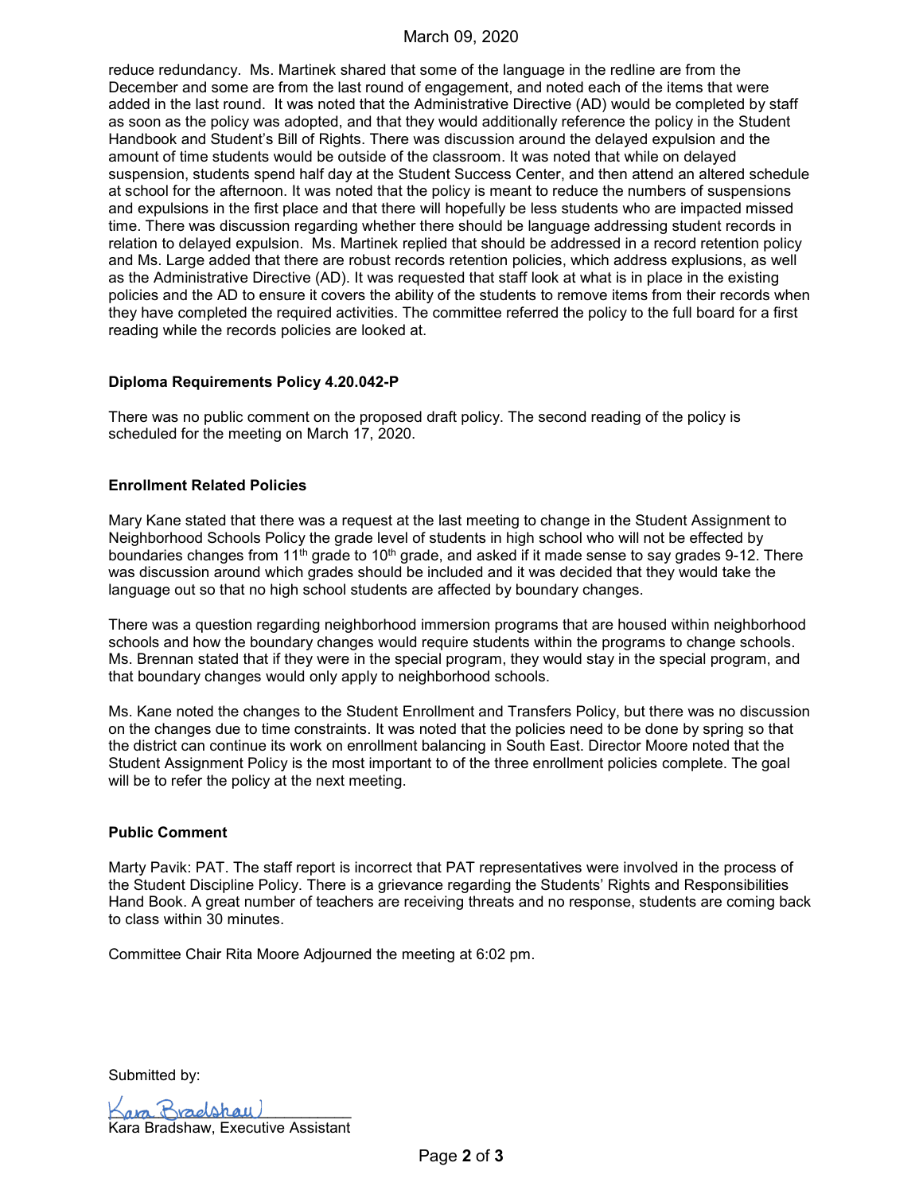reduce redundancy. Ms. Martinek shared that some of the language in the redline are from the December and some are from the last round of engagement, and noted each of the items that were added in the last round. It was noted that the Administrative Directive (AD) would be completed by staff as soon as the policy was adopted, and that they would additionally reference the policy in the Student Handbook and Student's Bill of Rights. There was discussion around the delayed expulsion and the amount of time students would be outside of the classroom. It was noted that while on delayed suspension, students spend half day at the Student Success Center, and then attend an altered schedule at school for the afternoon. It was noted that the policy is meant to reduce the numbers of suspensions and expulsions in the first place and that there will hopefully be less students who are impacted missed time. There was discussion regarding whether there should be language addressing student records in relation to delayed expulsion. Ms. Martinek replied that should be addressed in a record retention policy and Ms. Large added that there are robust records retention policies, which address explusions, as well as the Administrative Directive (AD). It was requested that staff look at what is in place in the existing policies and the AD to ensure it covers the ability of the students to remove items from their records when they have completed the required activities. The committee referred the policy to the full board for a first reading while the records policies are looked at.

**Diploma Requirements Policy 4.20.042-P**

There was no public comment on the proposed draft policy. The second reading of the policy is scheduled for the meeting on March 17, 2020.

**Enrollment Related Policies**

Mary Kane stated that there was a request at the last meeting to change in the Student Assignment to Neighborhood Schools Policy the grade level of students in high school who will not be effected by boundaries changes from 11th grade to 10th grade, and asked if it made sense to say grades 9-12. There was discussion around which grades should be included and it was decided that they would take the language out so that no high school students are affected by boundary changes.

There was a question regarding neighborhood immersion programs that are housed within neighborhood schools and how the boundary changes would require students within the programs to change schools. Ms. Brennan stated that if they were in the special program, they would stay in the special program, and that boundary changes would only apply to neighborhood schools.

Ms. Kane noted the changes to the Student Enrollment and Transfers Policy, but there was no discussion on the changes due to time constraints. It was noted that the policies need to be done by spring so that the district can continue its work on enrollment balancing in South East. Director Moore noted that the Student Assignment Policy is the most important to of the three enrollment policies complete. The goal will be to refer the policy at the next meeting.

**Public Comment**

Marty Pavik: PAT. The staff report is incorrect that PAT representatives were involved in the process of the Student Discipline Policy. There is a grievance regarding the Students' Rights and Responsibilities Hand Book. A great number of teachers are receiving threats and no response, students are coming back to class within 30 minutes.

Committee Chair Rita Moore Adjourned the meeting at 6:02 pm.

Submitted by:

Kara Bradshaw

Kara Bradshaw, Executive Assistant